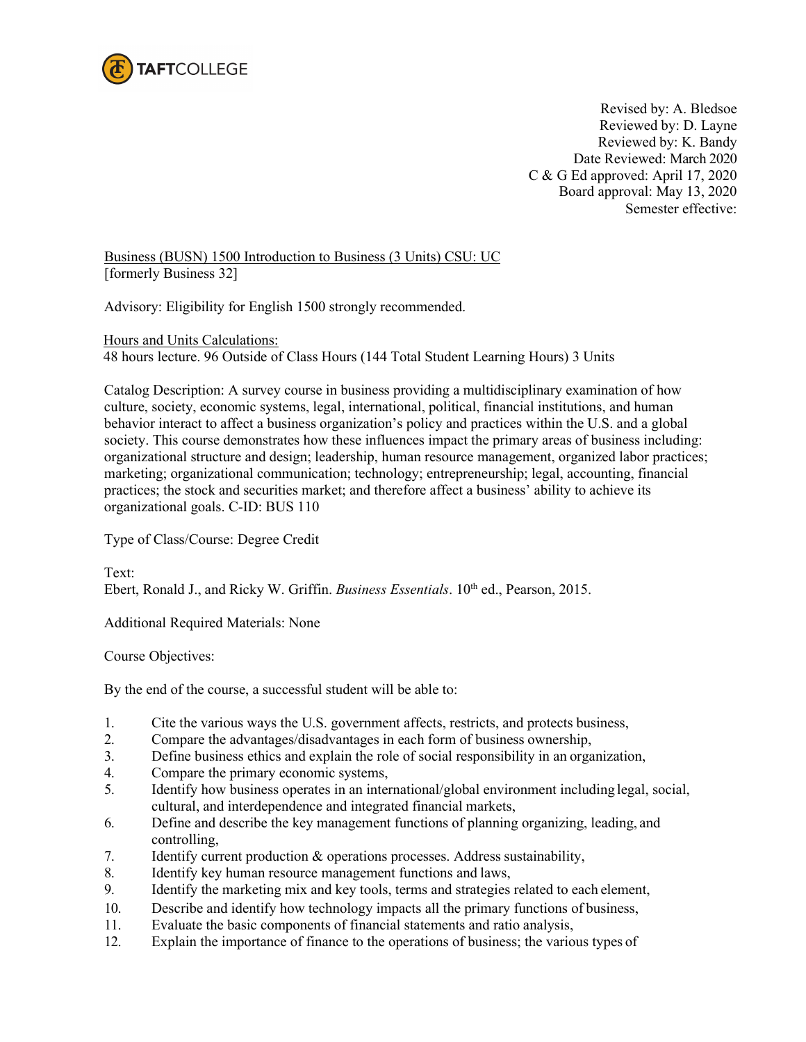TAFTCOLLEGE

Revised by: A. Bledsoe
Reviewed by: D. Layne
Reviewed by: K. Bandy
Date Reviewed: March 2020
C & G Ed approved: April 17, 2020
Board approval: May 13, 2020
Semester effective:

Business (BUSN) 1500 Introduction to Business (3 Units) CSU: UC
[formerly Business 32]

Advisory: Eligibility for English 1500 strongly recommended.

Hours and Units Calculations:
48 hours lecture. 96 Outside of Class Hours (144 Total Student Learning Hours) 3 Units

Catalog Description: A survey course in business providing a multidisciplinary examination of how culture, society, economic systems, legal, international, political, financial institutions, and human behavior interact to affect a business organization's policy and practices within the U.S. and a global society. This course demonstrates how these influences impact the primary areas of business including: organizational structure and design; leadership, human resource management, organized labor practices; marketing; organizational communication; technology; entrepreneurship; legal, accounting, financial practices; the stock and securities market; and therefore affect a business' ability to achieve its organizational goals. C-ID: BUS 110

Type of Class/Course: Degree Credit

Text:
Ebert, Ronald J., and Ricky W. Griffin. *Business Essentials*. 10th ed., Pearson, 2015.

Additional Required Materials: None

Course Objectives:

By the end of the course, a successful student will be able to:

1. Cite the various ways the U.S. government affects, restricts, and protects business,
2. Compare the advantages/disadvantages in each form of business ownership,
3. Define business ethics and explain the role of social responsibility in an organization,
4. Compare the primary economic systems,
5. Identify how business operates in an international/global environment including legal, social, cultural, and interdependence and integrated financial markets,
6. Define and describe the key management functions of planning organizing, leading, and controlling,
7. Identify current production & operations processes. Address sustainability,
8. Identify key human resource management functions and laws,
9. Identify the marketing mix and key tools, terms and strategies related to each element,
10. Describe and identify how technology impacts all the primary functions of business,
11. Evaluate the basic components of financial statements and ratio analysis,
12. Explain the importance of finance to the operations of business; the various types of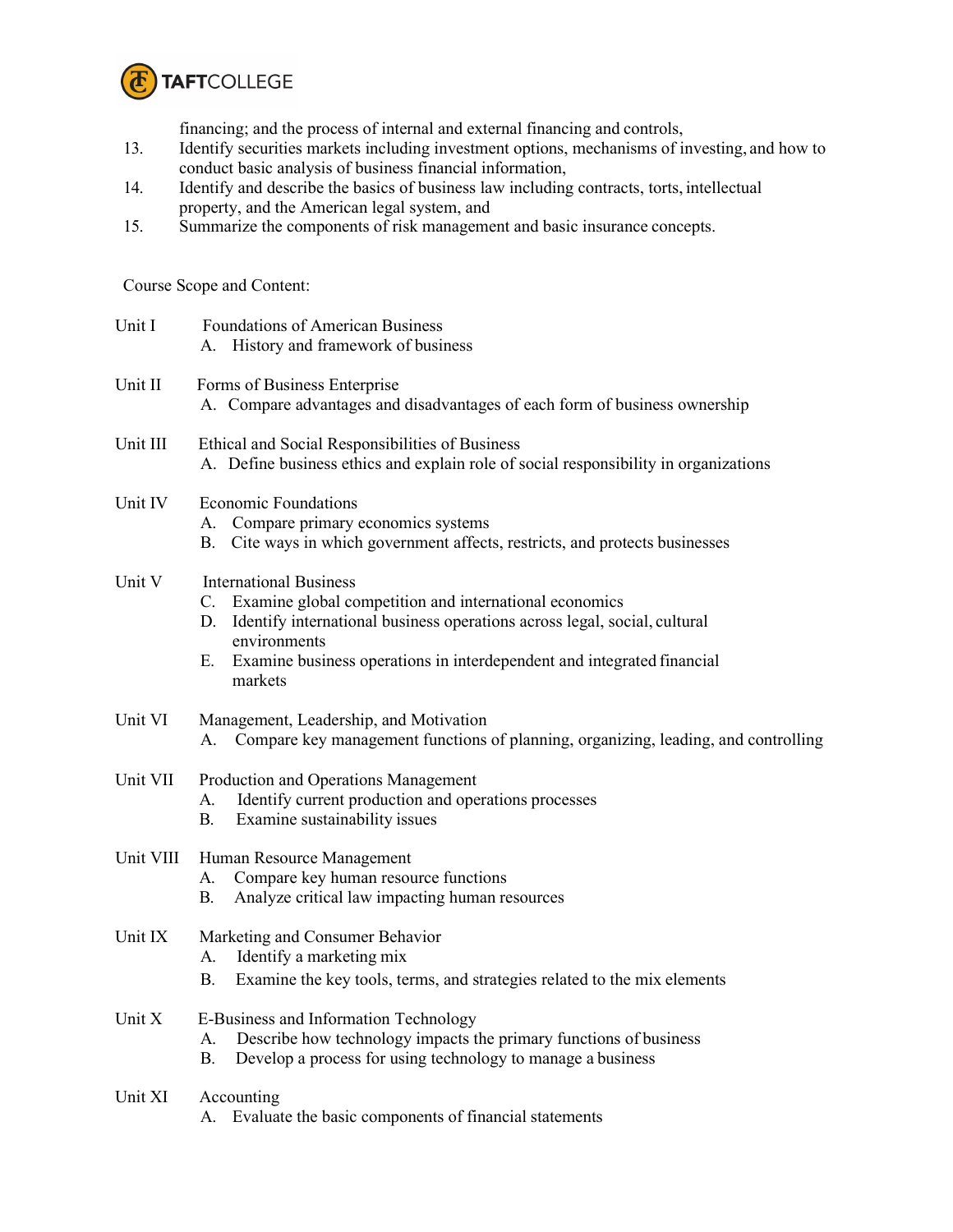financing; and the process of internal and external financing and controls,

13. Identify securities markets including investment options, mechanisms of investing, and how to conduct basic analysis of business financial information,
14. Identify and describe the basics of business law including contracts, torts, intellectual property, and the American legal system, and
15. Summarize the components of risk management and basic insurance concepts.

Course Scope and Content:

Unit I — Foundations of American Business
- A. History and framework of business

Unit II — Forms of Business Enterprise
- A. Compare advantages and disadvantages of each form of business ownership

Unit III — Ethical and Social Responsibilities of Business
- A. Define business ethics and explain role of social responsibility in organizations

Unit IV — Economic Foundations
- A. Compare primary economics systems
- B. Cite ways in which government affects, restricts, and protects businesses

Unit V — International Business
- C. Examine global competition and international economics
- D. Identify international business operations across legal, social, cultural environments
- E. Examine business operations in interdependent and integrated financial markets

Unit VI — Management, Leadership, and Motivation
- A. Compare key management functions of planning, organizing, leading, and controlling

Unit VII — Production and Operations Management
- A. Identify current production and operations processes
- B. Examine sustainability issues

Unit VIII — Human Resource Management
- A. Compare key human resource functions
- B. Analyze critical law impacting human resources

Unit IX — Marketing and Consumer Behavior
- A. Identify a marketing mix
- B. Examine the key tools, terms, and strategies related to the mix elements

Unit X — E-Business and Information Technology
- A. Describe how technology impacts the primary functions of business
- B. Develop a process for using technology to manage a business

Unit XI — Accounting
- A. Evaluate the basic components of financial statements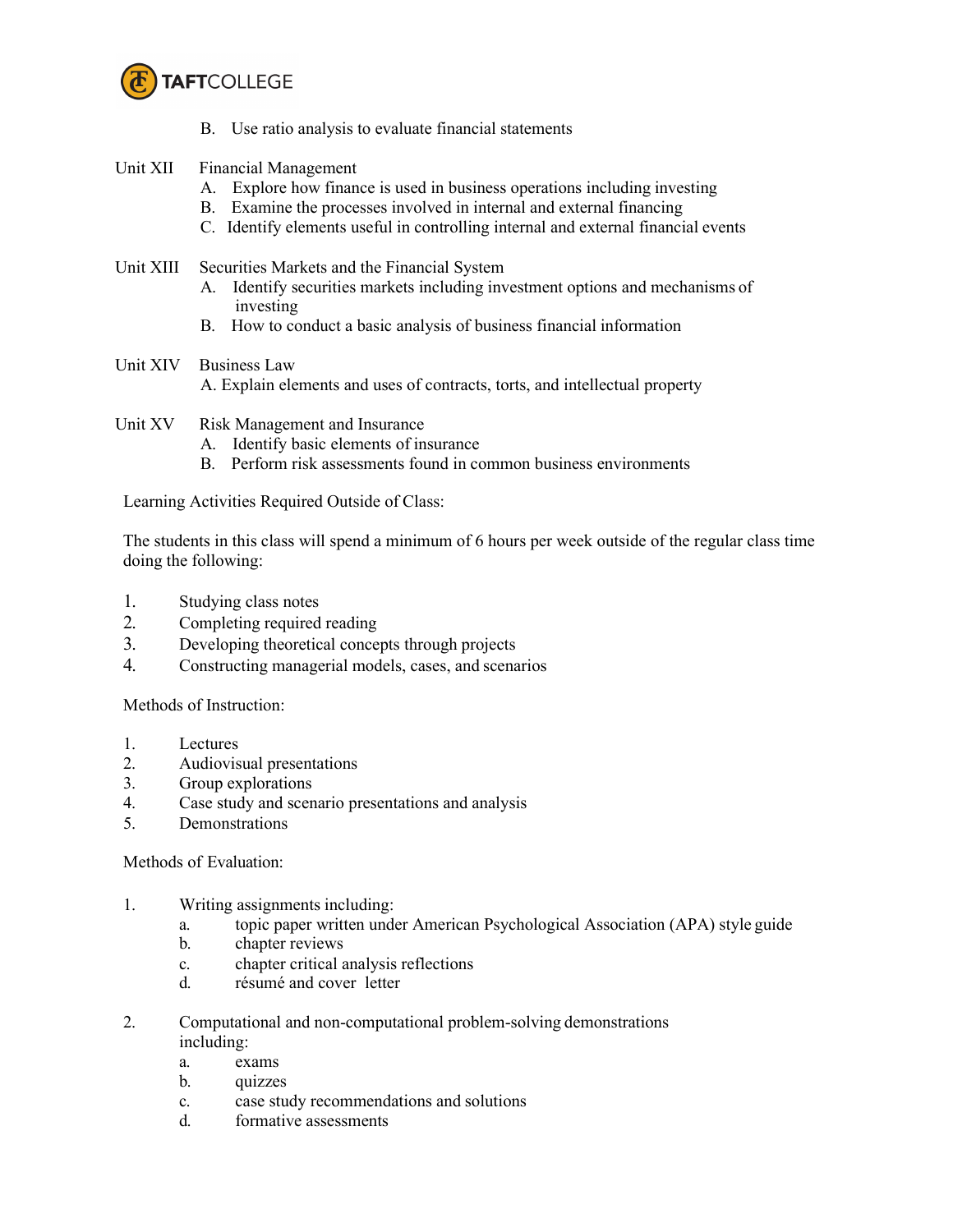B. Use ratio analysis to evaluate financial statements

Unit XII Financial Management
- A. Explore how finance is used in business operations including investing
- B. Examine the processes involved in internal and external financing
- C. Identify elements useful in controlling internal and external financial events

Unit XIII Securities Markets and the Financial System
- A. Identify securities markets including investment options and mechanisms of investing
- B. How to conduct a basic analysis of business financial information

Unit XIV Business Law
- A. Explain elements and uses of contracts, torts, and intellectual property

Unit XV Risk Management and Insurance
- A. Identify basic elements of insurance
- B. Perform risk assessments found in common business environments

Learning Activities Required Outside of Class:

The students in this class will spend a minimum of 6 hours per week outside of the regular class time doing the following:

1. Studying class notes
2. Completing required reading
3. Developing theoretical concepts through projects
4. Constructing managerial models, cases, and scenarios

Methods of Instruction:

1. Lectures
2. Audiovisual presentations
3. Group explorations
4. Case study and scenario presentations and analysis
5. Demonstrations

Methods of Evaluation:

1. Writing assignments including:
   - a. topic paper written under American Psychological Association (APA) style guide
   - b. chapter reviews
   - c. chapter critical analysis reflections
   - d. résumé and cover letter

2. Computational and non-computational problem-solving demonstrations including:
   - a. exams
   - b. quizzes
   - c. case study recommendations and solutions
   - d. formative assessments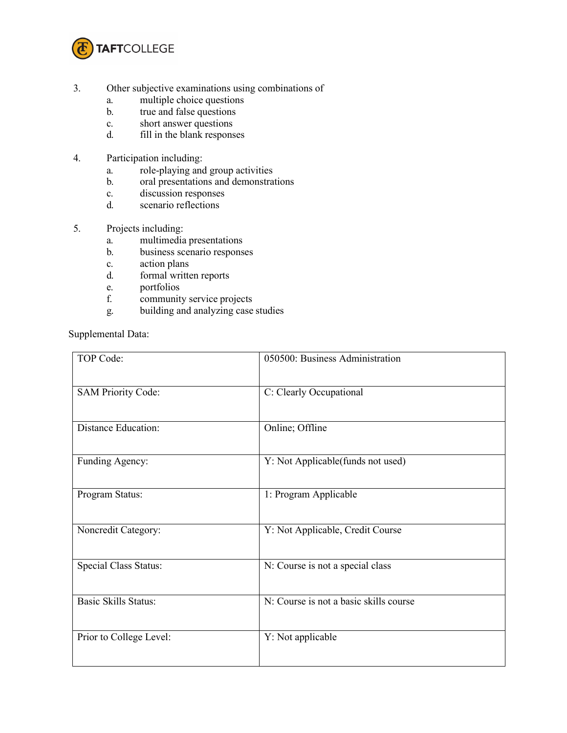3. Other subjective examinations using combinations of
    a. multiple choice questions
    b. true and false questions
    c. short answer questions
    d. fill in the blank responses

4. Participation including:
    a. role-playing and group activities
    b. oral presentations and demonstrations
    c. discussion responses
    d. scenario reflections

5. Projects including:
    a. multimedia presentations
    b. business scenario responses
    c. action plans
    d. formal written reports
    e. portfolios
    f. community service projects
    g. building and analyzing case studies

Supplemental Data:

| | |
|---|---|
| TOP Code: | 050500: Business Administration |
| SAM Priority Code: | C: Clearly Occupational |
| Distance Education: | Online; Offline |
| Funding Agency: | Y: Not Applicable(funds not used) |
| Program Status: | 1: Program Applicable |
| Noncredit Category: | Y: Not Applicable, Credit Course |
| Special Class Status: | N: Course is not a special class |
| Basic Skills Status: | N: Course is not a basic skills course |
| Prior to College Level: | Y: Not applicable |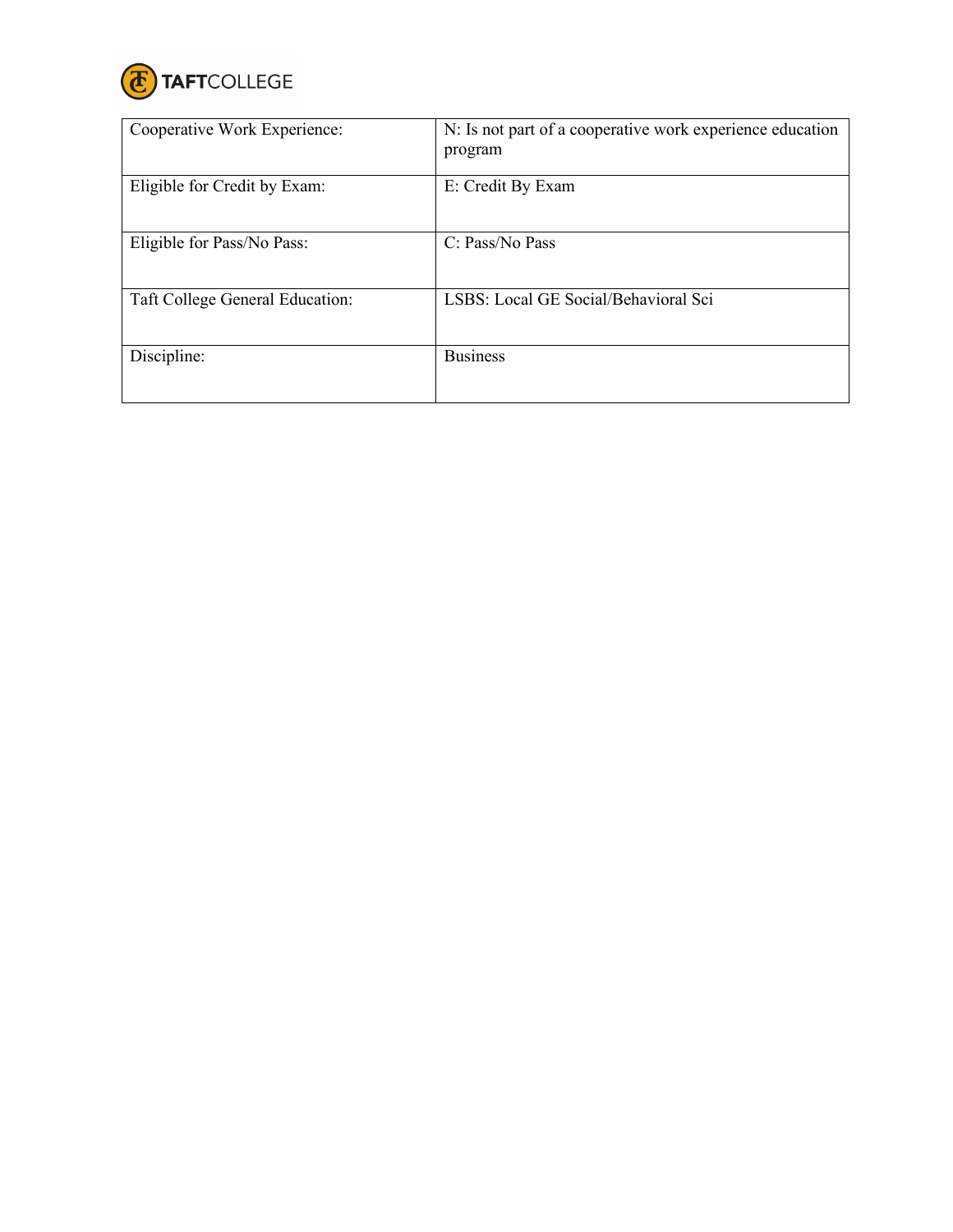| | |
|---|---|
| Cooperative Work Experience: | N: Is not part of a cooperative work experience education program |
| Eligible for Credit by Exam: | E: Credit By Exam |
| Eligible for Pass/No Pass: | C: Pass/No Pass |
| Taft College General Education: | LSBS: Local GE Social/Behavioral Sci |
| Discipline: | Business |